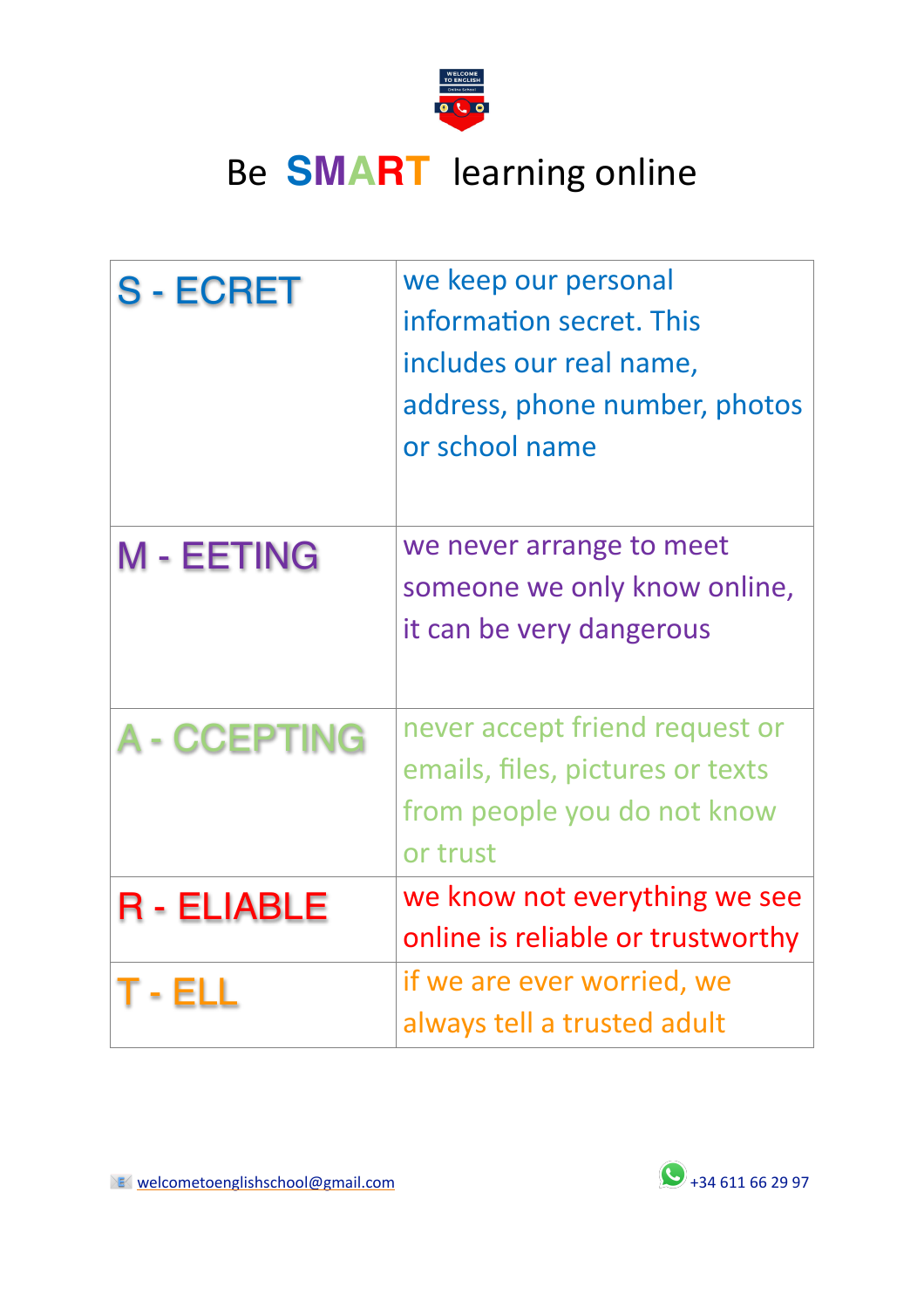# Be **SMART** learning online

| | |
|---|---|
| S - ECRET | we keep our personal information secret. This includes our real name, address, phone number, photos or school name |
| M - EETING | we never arrange to meet someone we only know online, it can be very dangerous |
| A - CCEPTING | never accept friend request or emails, files, pictures or texts from people you do not know or trust |
| R - ELIABLE | we know not everything we see online is reliable or trustworthy |
| T - ELL | if we are ever worried, we always tell a trusted adult |

welcometoenglishschool@gmail.com

+34 611 66 29 97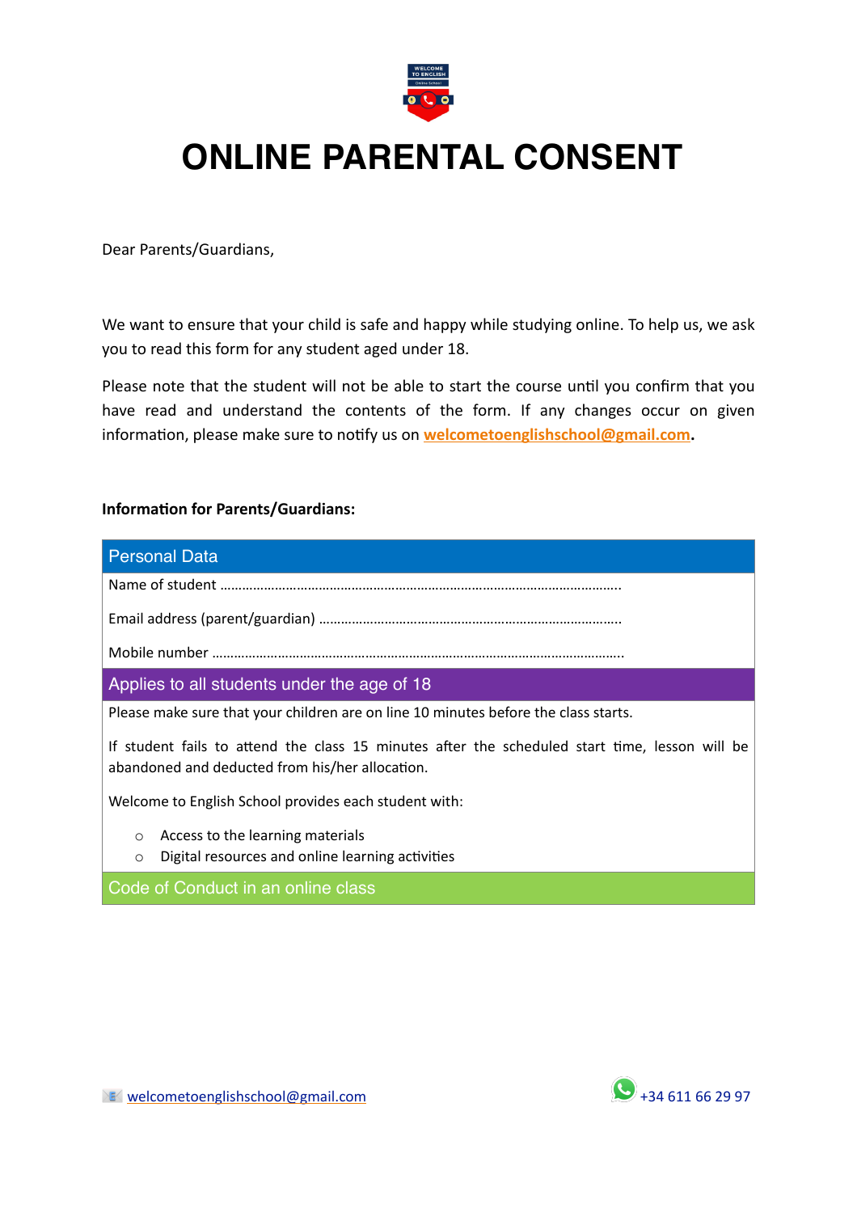# ONLINE PARENTAL CONSENT

Dear Parents/Guardians,

We want to ensure that your child is safe and happy while studying online. To help us, we ask you to read this form for any student aged under 18.

Please note that the student will not be able to start the course until you confirm that you have read and understand the contents of the form. If any changes occur on given information, please make sure to notify us on welcometoenglishschool@gmail.com.

**Information for Parents/Guardians:**

## Personal Data

Name of student ……………………………………………………………………………………………….

Email address (parent/guardian) ……………………………………………………………………….

Mobile number ……………………………………………………………………………………………………

## Applies to all students under the age of 18

Please make sure that your children are on line 10 minutes before the class starts.

If student fails to attend the class 15 minutes after the scheduled start time, lesson will be abandoned and deducted from his/her allocation.

Welcome to English School provides each student with:

- Access to the learning materials
- Digital resources and online learning activities

## Code of Conduct in an online class

welcometoenglishschool@gmail.com

+34 611 66 29 97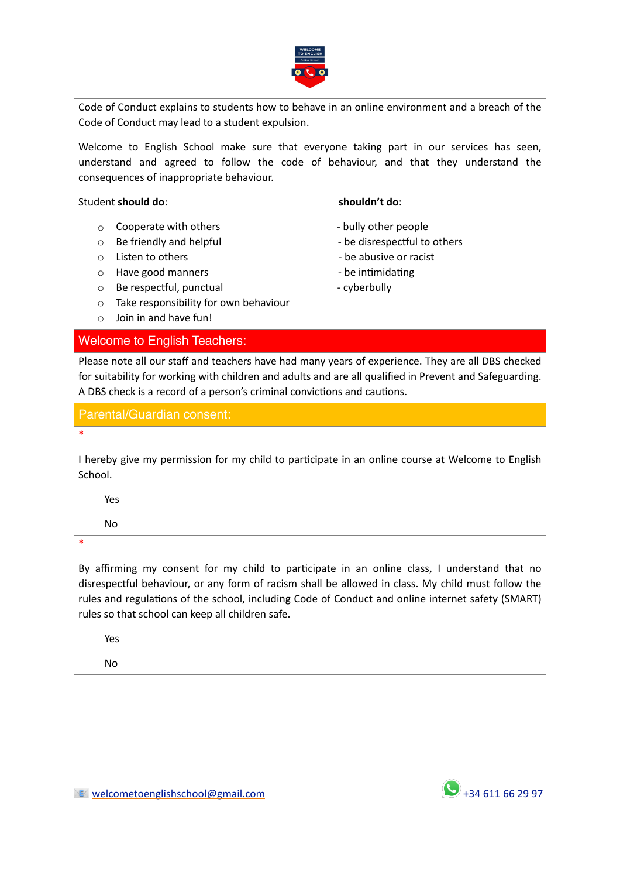Code of Conduct explains to students how to behave in an online environment and a breach of the Code of Conduct may lead to a student expulsion.

Welcome to English School make sure that everyone taking part in our services has seen, understand and agreed to follow the code of behaviour, and that they understand the consequences of inappropriate behaviour.

Student **should do**:

- Cooperate with others
- Be friendly and helpful
- Listen to others
- Have good manners
- Be respectful, punctual
- Take responsibility for own behaviour
- Join in and have fun!

**shouldn't do**:

- bully other people
- be disrespectful to others
- be abusive or racist
- be intimidating
- cyberbully

## Welcome to English Teachers:

Please note all our staff and teachers have had many years of experience. They are all DBS checked for suitability for working with children and adults and are all qualified in Prevent and Safeguarding. A DBS check is a record of a person's criminal convictions and cautions.

## Parental/Guardian consent:

*

I hereby give my permission for my child to participate in an online course at Welcome to English School.

Yes

No

*

By affirming my consent for my child to participate in an online class, I understand that no disrespectful behaviour, or any form of racism shall be allowed in class. My child must follow the rules and regulations of the school, including Code of Conduct and online internet safety (SMART) rules so that school can keep all children safe.

Yes

No

welcometoenglishschool@gmail.com

+34 611 66 29 97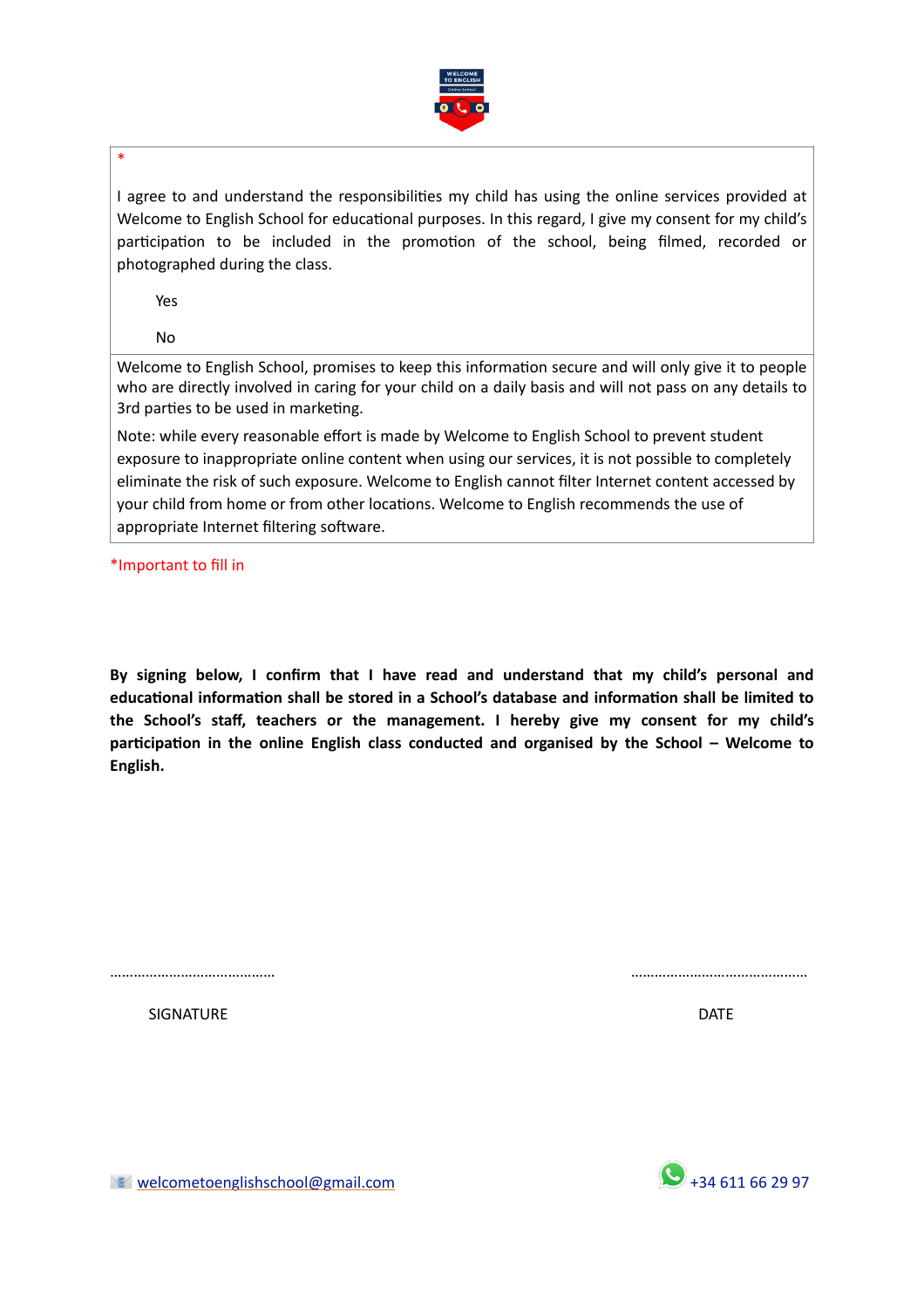*

I agree to and understand the responsibilities my child has using the online services provided at Welcome to English School for educational purposes. In this regard, I give my consent for my child's participation to be included in the promotion of the school, being filmed, recorded or photographed during the class.

Yes

No

Welcome to English School, promises to keep this information secure and will only give it to people who are directly involved in caring for your child on a daily basis and will not pass on any details to 3rd parties to be used in marketing.

Note: while every reasonable effort is made by Welcome to English School to prevent student exposure to inappropriate online content when using our services, it is not possible to completely eliminate the risk of such exposure. Welcome to English cannot filter Internet content accessed by your child from home or from other locations. Welcome to English recommends the use of appropriate Internet filtering software.

*Important to fill in

**By signing below, I confirm that I have read and understand that my child's personal and educational information shall be stored in a School's database and information shall be limited to the School's staff, teachers or the management. I hereby give my consent for my child's participation in the online English class conducted and organised by the School – Welcome to English.**

……………………………………  ………………………………………

SIGNATURE  DATE

welcometoenglishschool@gmail.com  +34 611 66 29 97